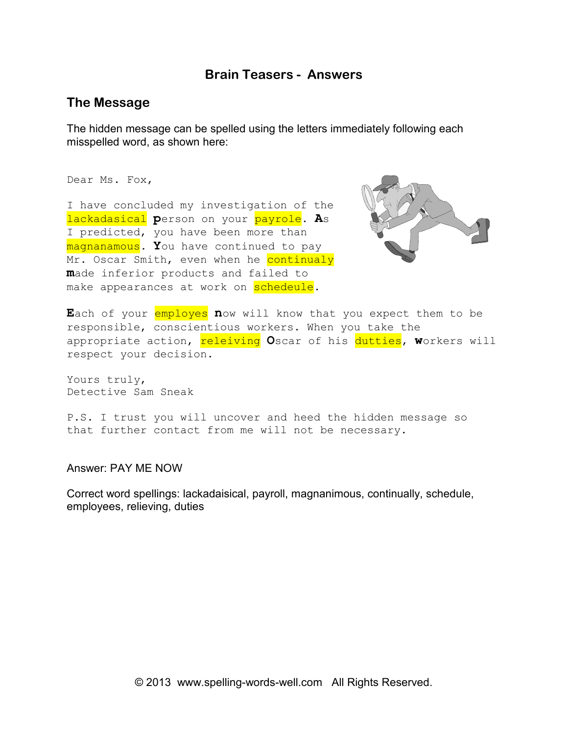# Brain Teasers - Answers

## The Message

The hidden message can be spelled using the letters immediately following each misspelled word, as shown here:

Dear Ms. Fox,

I have concluded my investigation of the lackadasical **p**erson on your payrole. **A**s I predicted, you have been more than magnanamous. **Y**ou have continued to pay Mr. Oscar Smith, even when he continualy **m**ade inferior products and failed to make appearances at work on schedeule.

**E**ach of your employes **n**ow will know that you expect them to be responsible, conscientious workers. When you take the appropriate action, releiving **O**scar of his dutties, **w**orkers will respect your decision.

Yours truly,
Detective Sam Sneak

P.S. I trust you will uncover and heed the hidden message so that further contact from me will not be necessary.

Answer: PAY ME NOW

Correct word spellings: lackadaisical, payroll, magnanimous, continually, schedule, employees, relieving, duties

© 2013 www.spelling-words-well.com All Rights Reserved.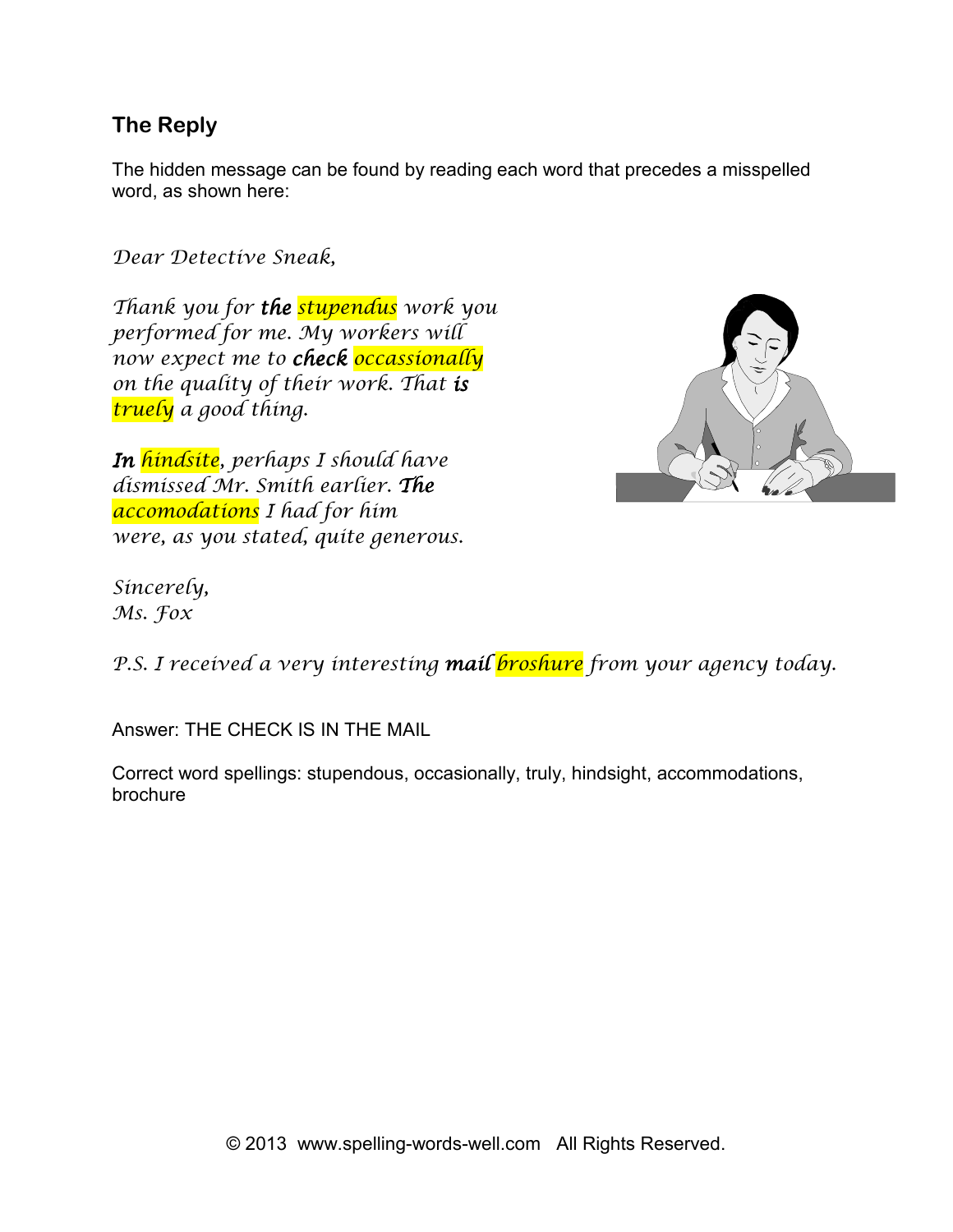## The Reply

The hidden message can be found by reading each word that precedes a misspelled word, as shown here:

*Dear Detective Sneak,*

*Thank you for* ***the*** *stupendus work you performed for me. My workers will now expect me to* ***check*** *occassionally on the quality of their work. That* ***is*** *truely a good thing.*

***In*** *hindsite, perhaps I should have dismissed Mr. Smith earlier.* ***The*** *accomodations I had for him were, as you stated, quite generous.*

*Sincerely,*
*Ms. Fox*

*P.S. I received a very interesting* ***mail*** *broshure from your agency today.*

Answer: THE CHECK IS IN THE MAIL

Correct word spellings: stupendous, occasionally, truly, hindsight, accommodations, brochure

© 2013 www.spelling-words-well.com All Rights Reserved.